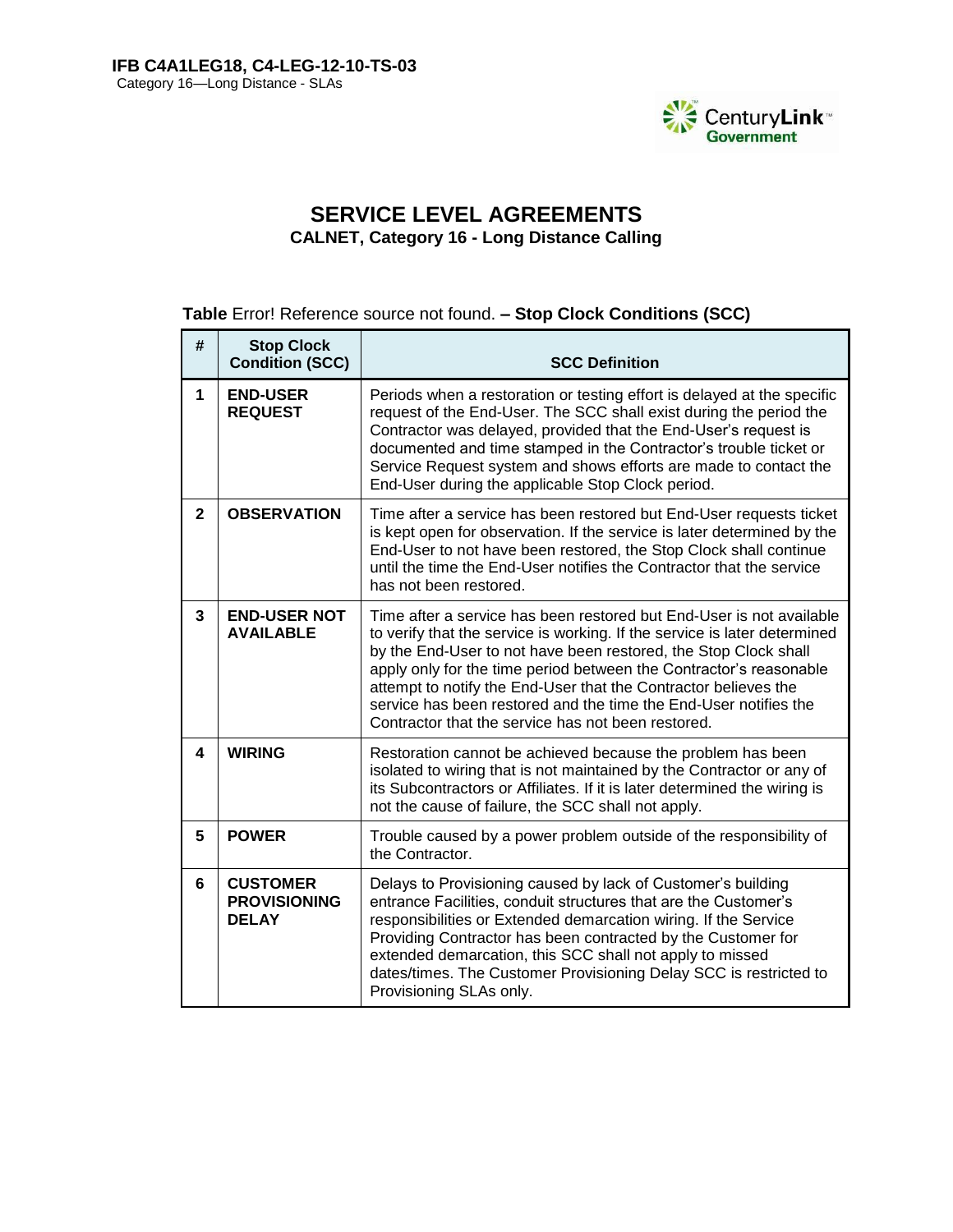# SERVICE LEVEL AGREEMENTS

## CALNET, Category 16 - Long Distance Calling

**Table** Error! Reference source not found. **– Stop Clock Conditions (SCC)**

| # | Stop Clock Condition (SCC) | SCC Definition |
|---|---|---|
| **1** | **END-USER REQUEST** | Periods when a restoration or testing effort is delayed at the specific request of the End-User. The SCC shall exist during the period the Contractor was delayed, provided that the End-User's request is documented and time stamped in the Contractor's trouble ticket or Service Request system and shows efforts are made to contact the End-User during the applicable Stop Clock period. |
| **2** | **OBSERVATION** | Time after a service has been restored but End-User requests ticket is kept open for observation. If the service is later determined by the End-User to not have been restored, the Stop Clock shall continue until the time the End-User notifies the Contractor that the service has not been restored. |
| **3** | **END-USER NOT AVAILABLE** | Time after a service has been restored but End-User is not available to verify that the service is working. If the service is later determined by the End-User to not have been restored, the Stop Clock shall apply only for the time period between the Contractor's reasonable attempt to notify the End-User that the Contractor believes the service has been restored and the time the End-User notifies the Contractor that the service has not been restored. |
| **4** | **WIRING** | Restoration cannot be achieved because the problem has been isolated to wiring that is not maintained by the Contractor or any of its Subcontractors or Affiliates. If it is later determined the wiring is not the cause of failure, the SCC shall not apply. |
| **5** | **POWER** | Trouble caused by a power problem outside of the responsibility of the Contractor. |
| **6** | **CUSTOMER PROVISIONING DELAY** | Delays to Provisioning caused by lack of Customer's building entrance Facilities, conduit structures that are the Customer's responsibilities or Extended demarcation wiring. If the Service Providing Contractor has been contracted by the Customer for extended demarcation, this SCC shall not apply to missed dates/times. The Customer Provisioning Delay SCC is restricted to Provisioning SLAs only. |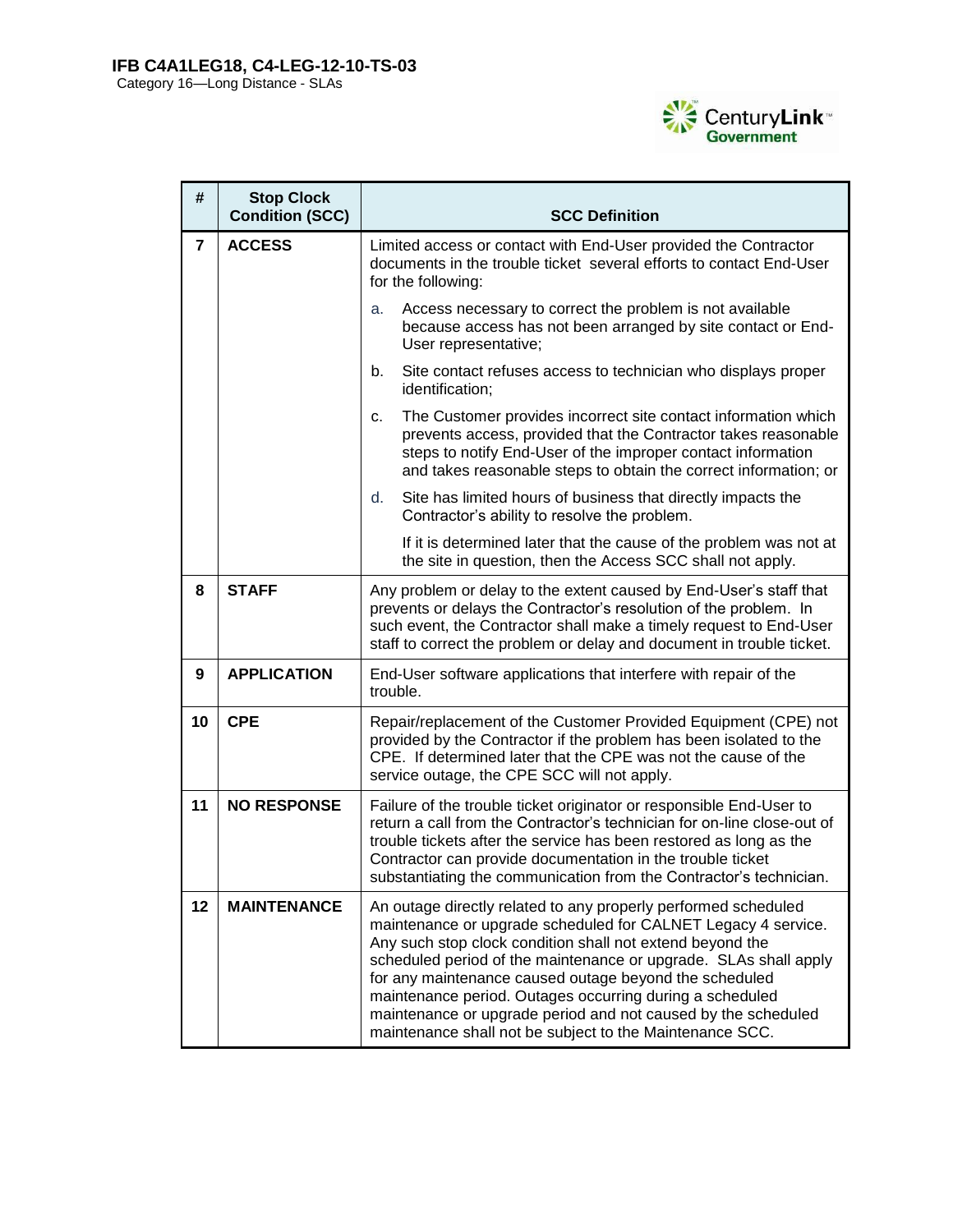| # | Stop Clock Condition (SCC) | SCC Definition |
|---|---|---|
| 7 | **ACCESS** | Limited access or contact with End-User provided the Contractor documents in the trouble ticket several efforts to contact End-User for the following:<br>a. Access necessary to correct the problem is not available because access has not been arranged by site contact or End-User representative;<br>b. Site contact refuses access to technician who displays proper identification;<br>c. The Customer provides incorrect site contact information which prevents access, provided that the Contractor takes reasonable steps to notify End-User of the improper contact information and takes reasonable steps to obtain the correct information; or<br>d. Site has limited hours of business that directly impacts the Contractor's ability to resolve the problem.<br>If it is determined later that the cause of the problem was not at the site in question, then the Access SCC shall not apply. |
| 8 | **STAFF** | Any problem or delay to the extent caused by End-User's staff that prevents or delays the Contractor's resolution of the problem. In such event, the Contractor shall make a timely request to End-User staff to correct the problem or delay and document in trouble ticket. |
| 9 | **APPLICATION** | End-User software applications that interfere with repair of the trouble. |
| 10 | **CPE** | Repair/replacement of the Customer Provided Equipment (CPE) not provided by the Contractor if the problem has been isolated to the CPE. If determined later that the CPE was not the cause of the service outage, the CPE SCC will not apply. |
| 11 | **NO RESPONSE** | Failure of the trouble ticket originator or responsible End-User to return a call from the Contractor's technician for on-line close-out of trouble tickets after the service has been restored as long as the Contractor can provide documentation in the trouble ticket substantiating the communication from the Contractor's technician. |
| 12 | **MAINTENANCE** | An outage directly related to any properly performed scheduled maintenance or upgrade scheduled for CALNET Legacy 4 service. Any such stop clock condition shall not extend beyond the scheduled period of the maintenance or upgrade. SLAs shall apply for any maintenance caused outage beyond the scheduled maintenance period. Outages occurring during a scheduled maintenance or upgrade period and not caused by the scheduled maintenance shall not be subject to the Maintenance SCC. |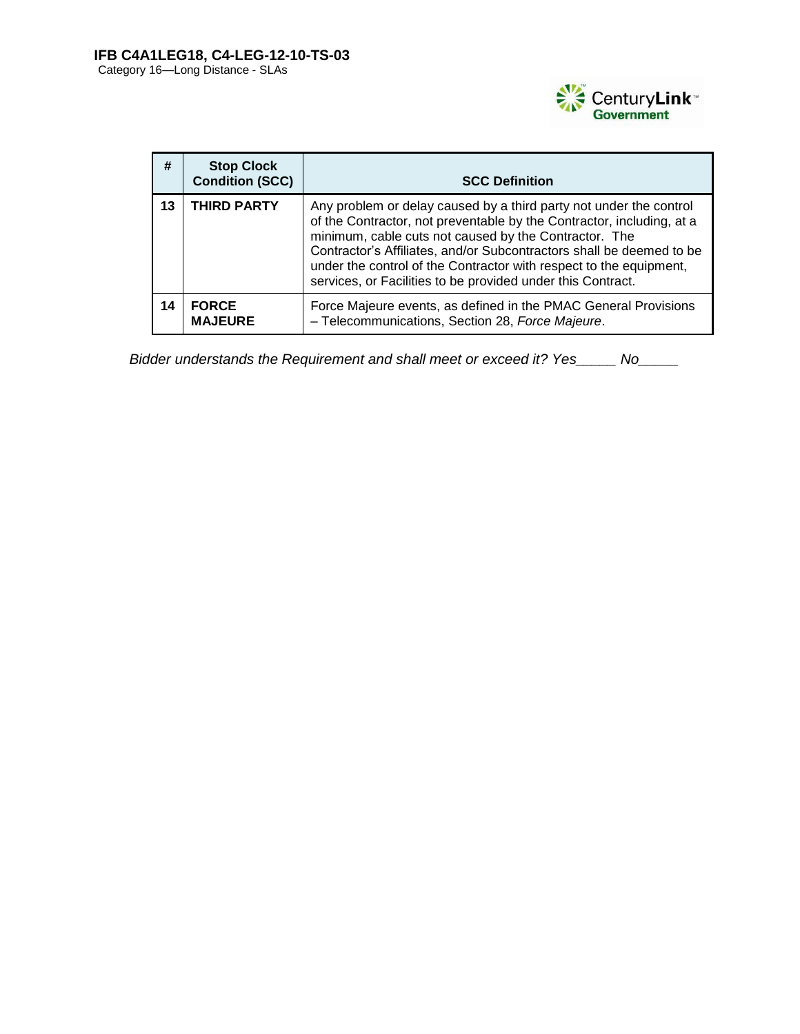| # | Stop Clock Condition (SCC) | SCC Definition |
|---|---|---|
| 13 | **THIRD PARTY** | Any problem or delay caused by a third party not under the control of the Contractor, not preventable by the Contractor, including, at a minimum, cable cuts not caused by the Contractor. The Contractor's Affiliates, and/or Subcontractors shall be deemed to be under the control of the Contractor with respect to the equipment, services, or Facilities to be provided under this Contract. |
| 14 | **FORCE MAJEURE** | Force Majeure events, as defined in the PMAC General Provisions – Telecommunications, Section 28, *Force Majeure*. |

*Bidder understands the Requirement and shall meet or exceed it? Yes_____ No_____*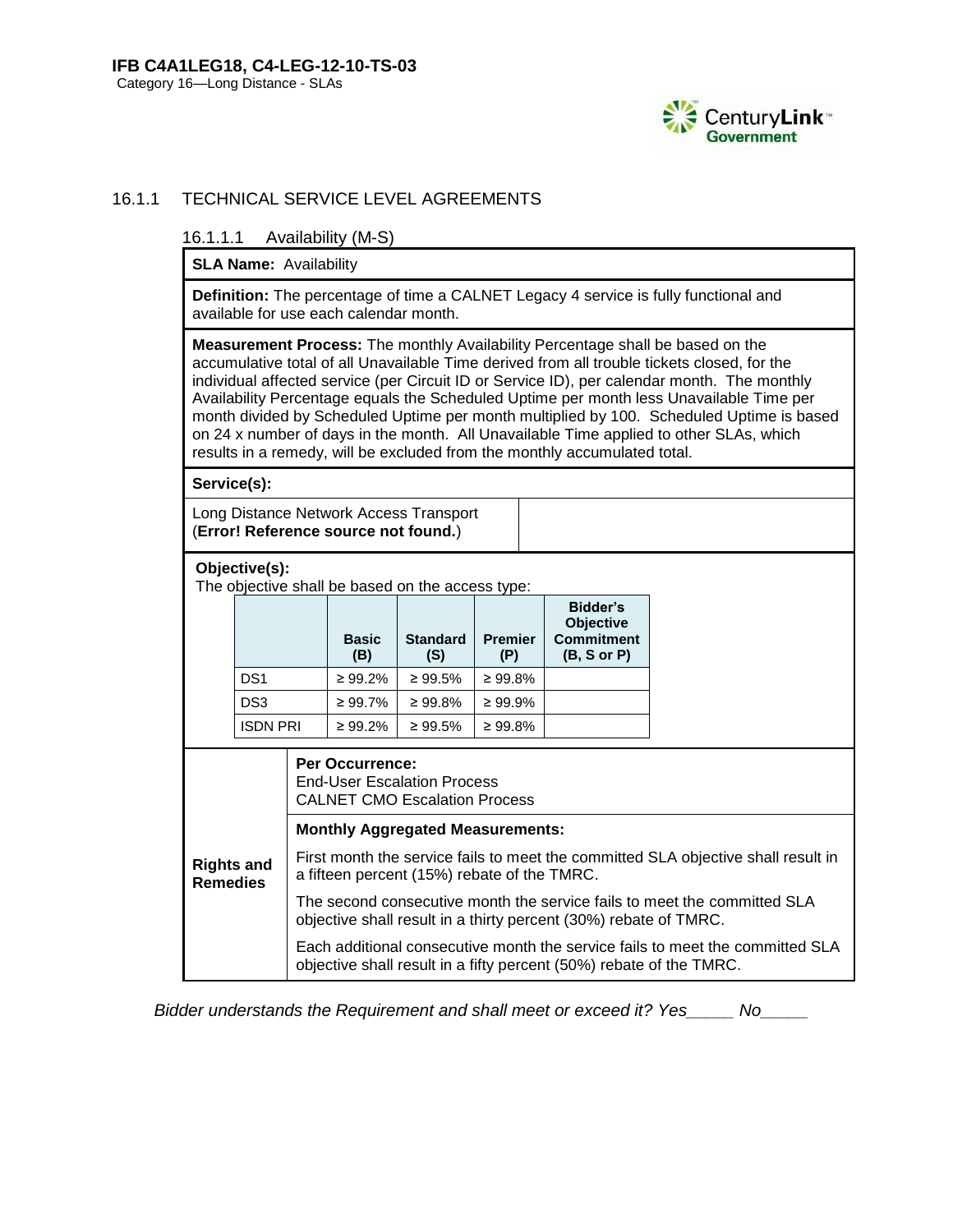### 16.1.1 TECHNICAL SERVICE LEVEL AGREEMENTS

#### 16.1.1.1 Availability (M-S)

**SLA Name:** Availability

**Definition:** The percentage of time a CALNET Legacy 4 service is fully functional and available for use each calendar month.

**Measurement Process:** The monthly Availability Percentage shall be based on the accumulative total of all Unavailable Time derived from all trouble tickets closed, for the individual affected service (per Circuit ID or Service ID), per calendar month. The monthly Availability Percentage equals the Scheduled Uptime per month less Unavailable Time per month divided by Scheduled Uptime per month multiplied by 100. Scheduled Uptime is based on 24 x number of days in the month. All Unavailable Time applied to other SLAs, which results in a remedy, will be excluded from the monthly accumulated total.

**Service(s):**

Long Distance Network Access Transport (**Error! Reference source not found.**)

**Objective(s):**
The objective shall be based on the access type:

| | Basic (B) | Standard (S) | Premier (P) | Bidder's Objective Commitment (B, S or P) |
|---|---|---|---|---|
| DS1 | ≥ 99.2% | ≥ 99.5% | ≥ 99.8% | |
| DS3 | ≥ 99.7% | ≥ 99.8% | ≥ 99.9% | |
| ISDN PRI | ≥ 99.2% | ≥ 99.5% | ≥ 99.8% | |

**Rights and Remedies**

**Per Occurrence:**
End-User Escalation Process
CALNET CMO Escalation Process

**Monthly Aggregated Measurements:**

First month the service fails to meet the committed SLA objective shall result in a fifteen percent (15%) rebate of the TMRC.

The second consecutive month the service fails to meet the committed SLA objective shall result in a thirty percent (30%) rebate of TMRC.

Each additional consecutive month the service fails to meet the committed SLA objective shall result in a fifty percent (50%) rebate of the TMRC.

*Bidder understands the Requirement and shall meet or exceed it? Yes_____ No_____*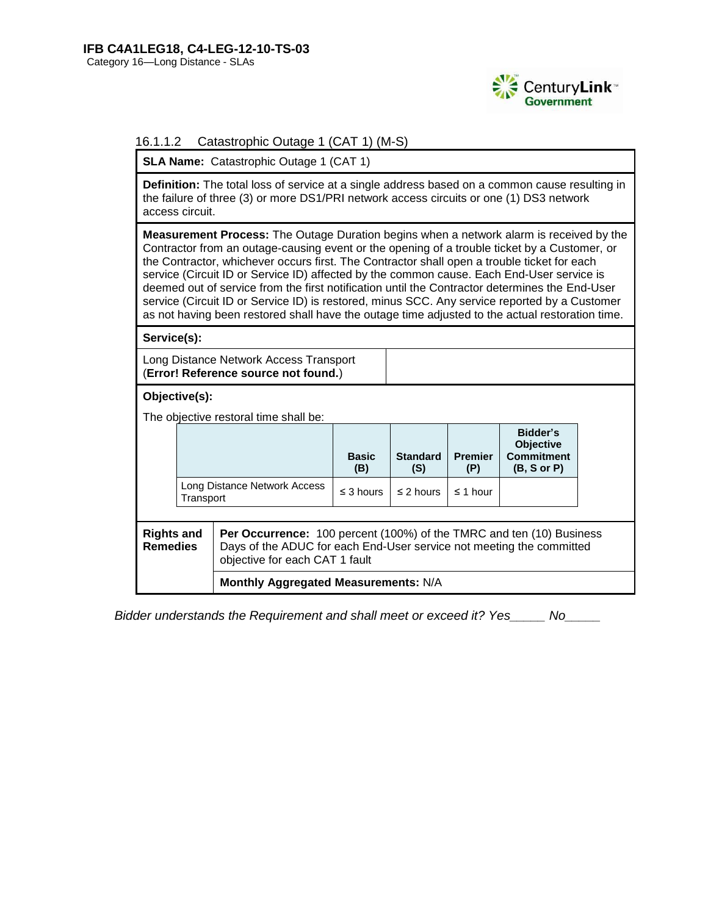### 16.1.1.2 Catastrophic Outage 1 (CAT 1) (M-S)

**SLA Name:** Catastrophic Outage 1 (CAT 1)

**Definition:** The total loss of service at a single address based on a common cause resulting in the failure of three (3) or more DS1/PRI network access circuits or one (1) DS3 network access circuit.

**Measurement Process:** The Outage Duration begins when a network alarm is received by the Contractor from an outage-causing event or the opening of a trouble ticket by a Customer, or the Contractor, whichever occurs first. The Contractor shall open a trouble ticket for each service (Circuit ID or Service ID) affected by the common cause. Each End-User service is deemed out of service from the first notification until the Contractor determines the End-User service (Circuit ID or Service ID) is restored, minus SCC. Any service reported by a Customer as not having been restored shall have the outage time adjusted to the actual restoration time.

**Service(s):**

Long Distance Network Access Transport (**Error! Reference source not found.**)

**Objective(s):**

The objective restoral time shall be:

| | Basic (B) | Standard (S) | Premier (P) | Bidder's Objective Commitment (B, S or P) |
|---|---|---|---|---|
| Long Distance Network Access Transport | ≤ 3 hours | ≤ 2 hours | ≤ 1 hour | |

| Rights and Remedies | |
|---|---|
| | **Per Occurrence:** 100 percent (100%) of the TMRC and ten (10) Business Days of the ADUC for each End-User service not meeting the committed objective for each CAT 1 fault |
| | **Monthly Aggregated Measurements:** N/A |

*Bidder understands the Requirement and shall meet or exceed it? Yes_____ No_____*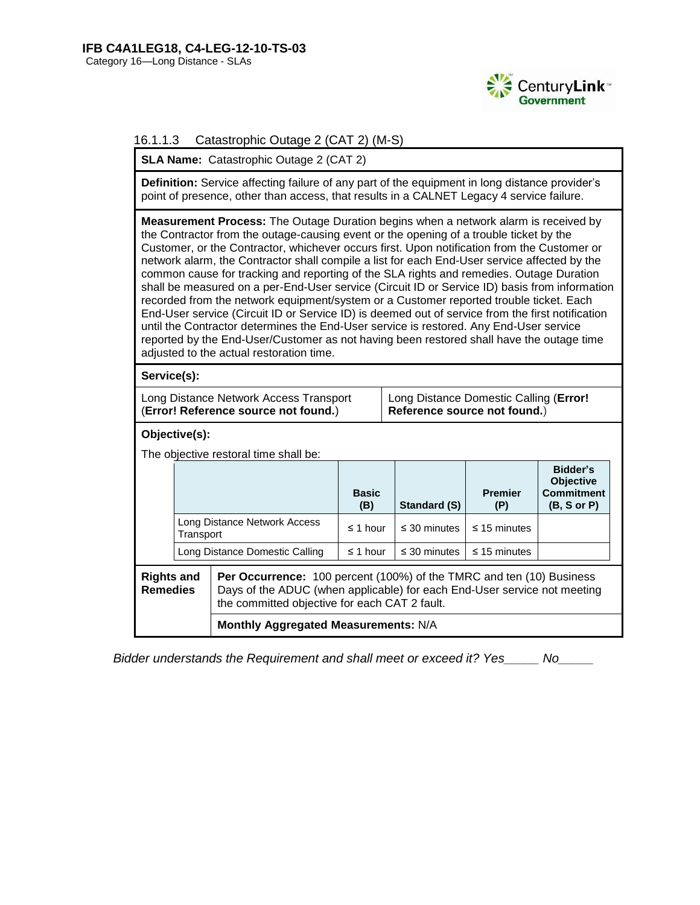### 16.1.1.3 Catastrophic Outage 2 (CAT 2) (M-S)

**SLA Name:** Catastrophic Outage 2 (CAT 2)

**Definition:** Service affecting failure of any part of the equipment in long distance provider's point of presence, other than access, that results in a CALNET Legacy 4 service failure.

**Measurement Process:** The Outage Duration begins when a network alarm is received by the Contractor from the outage-causing event or the opening of a trouble ticket by the Customer, or the Contractor, whichever occurs first. Upon notification from the Customer or network alarm, the Contractor shall compile a list for each End-User service affected by the common cause for tracking and reporting of the SLA rights and remedies. Outage Duration shall be measured on a per-End-User service (Circuit ID or Service ID) basis from information recorded from the network equipment/system or a Customer reported trouble ticket. Each End-User service (Circuit ID or Service ID) is deemed out of service from the first notification until the Contractor determines the End-User service is restored. Any End-User service reported by the End-User/Customer as not having been restored shall have the outage time adjusted to the actual restoration time.

**Service(s):**

| | |
|---|---|
| Long Distance Network Access Transport (**Error! Reference source not found.**) | Long Distance Domestic Calling (**Error! Reference source not found.**) |

**Objective(s):**

The objective restoral time shall be:

| | Basic (B) | Standard (S) | Premier (P) | Bidder's Objective Commitment (B, S or P) |
|---|---|---|---|---|
| Long Distance Network Access Transport | ≤ 1 hour | ≤ 30 minutes | ≤ 15 minutes | |
| Long Distance Domestic Calling | ≤ 1 hour | ≤ 30 minutes | ≤ 15 minutes | |

| **Rights and Remedies** | |
|---|---|
| | **Per Occurrence:** 100 percent (100%) of the TMRC and ten (10) Business Days of the ADUC (when applicable) for each End-User service not meeting the committed objective for each CAT 2 fault. |
| | **Monthly Aggregated Measurements:** N/A |

*Bidder understands the Requirement and shall meet or exceed it? Yes_____ No_____*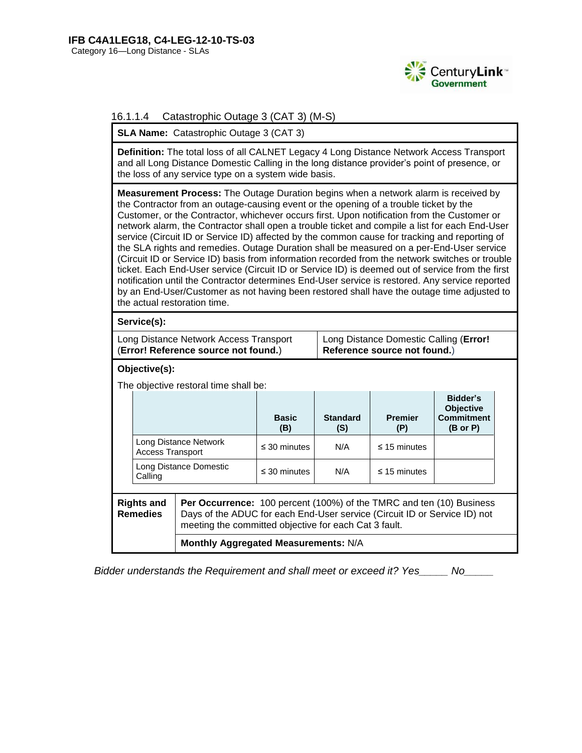#### 16.1.1.4 Catastrophic Outage 3 (CAT 3) (M-S)

**SLA Name:** Catastrophic Outage 3 (CAT 3)

**Definition:** The total loss of all CALNET Legacy 4 Long Distance Network Access Transport and all Long Distance Domestic Calling in the long distance provider's point of presence, or the loss of any service type on a system wide basis.

**Measurement Process:** The Outage Duration begins when a network alarm is received by the Contractor from an outage-causing event or the opening of a trouble ticket by the Customer, or the Contractor, whichever occurs first. Upon notification from the Customer or network alarm, the Contractor shall open a trouble ticket and compile a list for each End-User service (Circuit ID or Service ID) affected by the common cause for tracking and reporting of the SLA rights and remedies. Outage Duration shall be measured on a per-End-User service (Circuit ID or Service ID) basis from information recorded from the network switches or trouble ticket. Each End-User service (Circuit ID or Service ID) is deemed out of service from the first notification until the Contractor determines End-User service is restored. Any service reported by an End-User/Customer as not having been restored shall have the outage time adjusted to the actual restoration time.

**Service(s):**

| | |
|---|---|
| Long Distance Network Access Transport (**Error! Reference source not found.**) | Long Distance Domestic Calling (**Error! Reference source not found.**) |

**Objective(s):**

The objective restoral time shall be:

| | Basic (B) | Standard (S) | Premier (P) | Bidder's Objective Commitment (B or P) |
|---|---|---|---|---|
| Long Distance Network Access Transport | ≤ 30 minutes | N/A | ≤ 15 minutes | |
| Long Distance Domestic Calling | ≤ 30 minutes | N/A | ≤ 15 minutes | |

| | |
|---|---|
| **Rights and Remedies** | **Per Occurrence:** 100 percent (100%) of the TMRC and ten (10) Business Days of the ADUC for each End-User service (Circuit ID or Service ID) not meeting the committed objective for each Cat 3 fault. |
| | **Monthly Aggregated Measurements:** N/A |

*Bidder understands the Requirement and shall meet or exceed it? Yes_____ No_____*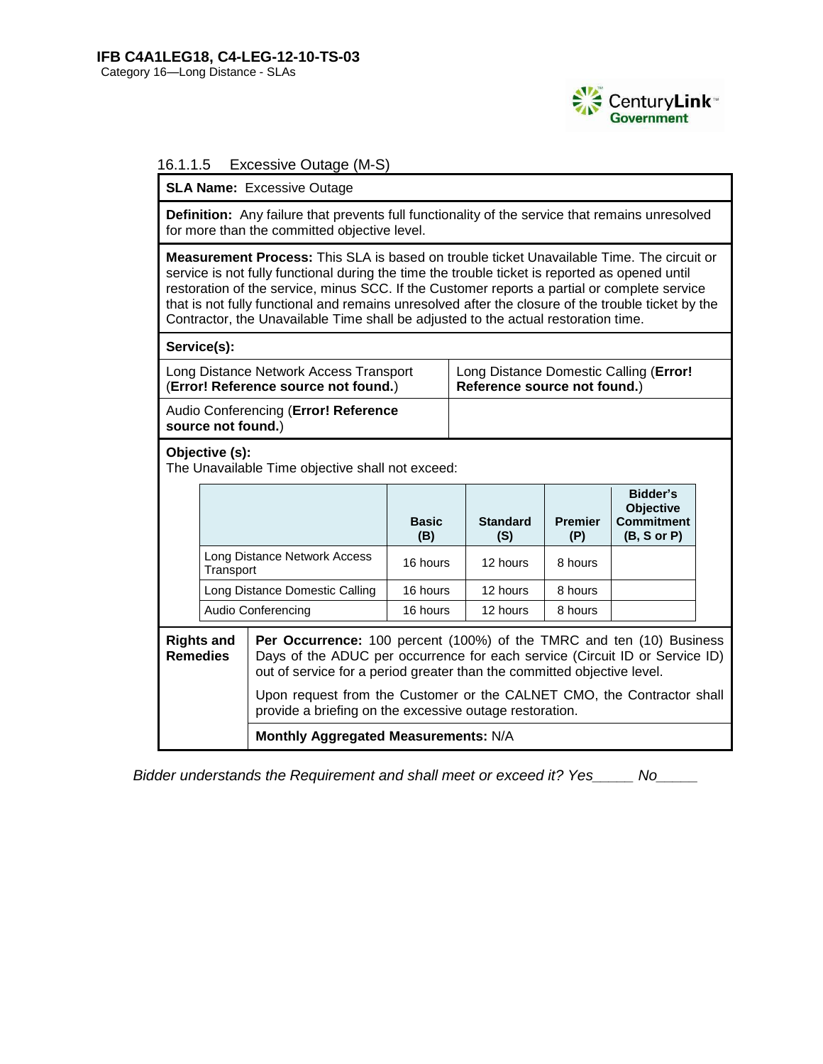#### 16.1.1.5 Excessive Outage (M-S)

**SLA Name:** Excessive Outage

**Definition:** Any failure that prevents full functionality of the service that remains unresolved for more than the committed objective level.

**Measurement Process:** This SLA is based on trouble ticket Unavailable Time. The circuit or service is not fully functional during the time the trouble ticket is reported as opened until restoration of the service, minus SCC. If the Customer reports a partial or complete service that is not fully functional and remains unresolved after the closure of the trouble ticket by the Contractor, the Unavailable Time shall be adjusted to the actual restoration time.

**Service(s):**

| | |
|---|---|
| Long Distance Network Access Transport (**Error! Reference source not found.**) | Long Distance Domestic Calling (**Error! Reference source not found.**) |
| Audio Conferencing (**Error! Reference source not found.**) | |

**Objective (s):**
The Unavailable Time objective shall not exceed:

| | Basic (B) | Standard (S) | Premier (P) | Bidder's Objective Commitment (B, S or P) |
|---|---|---|---|---|
| Long Distance Network Access Transport | 16 hours | 12 hours | 8 hours | |
| Long Distance Domestic Calling | 16 hours | 12 hours | 8 hours | |
| Audio Conferencing | 16 hours | 12 hours | 8 hours | |

**Rights and Remedies**

**Per Occurrence:** 100 percent (100%) of the TMRC and ten (10) Business Days of the ADUC per occurrence for each service (Circuit ID or Service ID) out of service for a period greater than the committed objective level.

Upon request from the Customer or the CALNET CMO, the Contractor shall provide a briefing on the excessive outage restoration.

**Monthly Aggregated Measurements:** N/A

*Bidder understands the Requirement and shall meet or exceed it? Yes_____ No_____*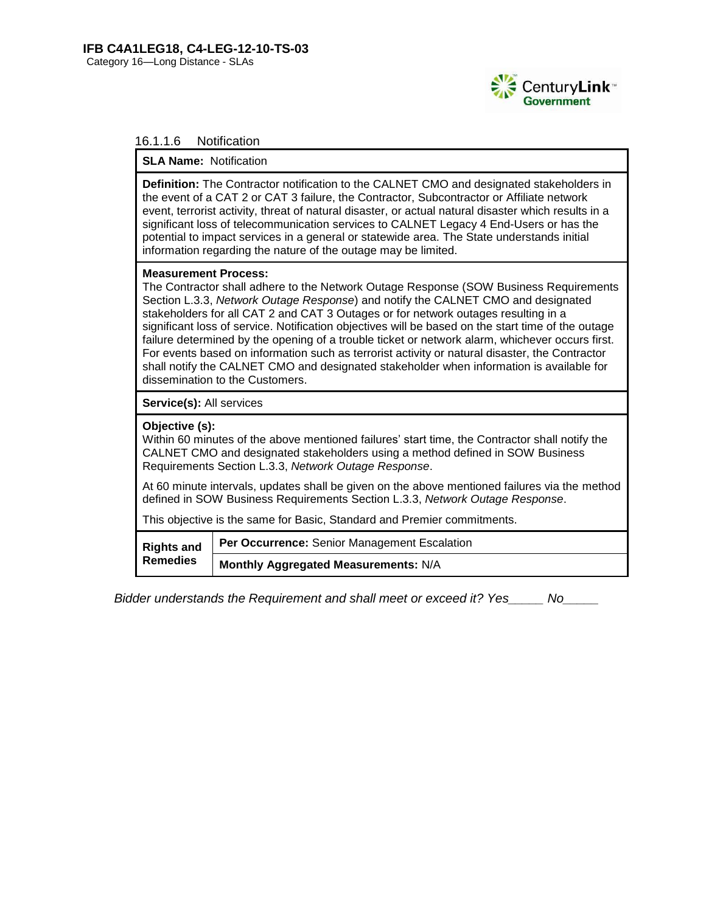#### 16.1.1.6 Notification

| **SLA Name:** Notification | |
|---|---|
| **Definition:** The Contractor notification to the CALNET CMO and designated stakeholders in the event of a CAT 2 or CAT 3 failure, the Contractor, Subcontractor or Affiliate network event, terrorist activity, threat of natural disaster, or actual natural disaster which results in a significant loss of telecommunication services to CALNET Legacy 4 End-Users or has the potential to impact services in a general or statewide area. The State understands initial information regarding the nature of the outage may be limited. | |
| **Measurement Process:** The Contractor shall adhere to the Network Outage Response (SOW Business Requirements Section L.3.3, *Network Outage Response*) and notify the CALNET CMO and designated stakeholders for all CAT 2 and CAT 3 Outages or for network outages resulting in a significant loss of service. Notification objectives will be based on the start time of the outage failure determined by the opening of a trouble ticket or network alarm, whichever occurs first. For events based on information such as terrorist activity or natural disaster, the Contractor shall notify the CALNET CMO and designated stakeholder when information is available for dissemination to the Customers. | |
| **Service(s):** All services | |
| **Objective (s):** Within 60 minutes of the above mentioned failures' start time, the Contractor shall notify the CALNET CMO and designated stakeholders using a method defined in SOW Business Requirements Section L.3.3, *Network Outage Response*. At 60 minute intervals, updates shall be given on the above mentioned failures via the method defined in SOW Business Requirements Section L.3.3, *Network Outage Response*. This objective is the same for Basic, Standard and Premier commitments. | |
| **Rights and Remedies** | **Per Occurrence:** Senior Management Escalation |
| | **Monthly Aggregated Measurements:** N/A |

*Bidder understands the Requirement and shall meet or exceed it? Yes_____ No_____*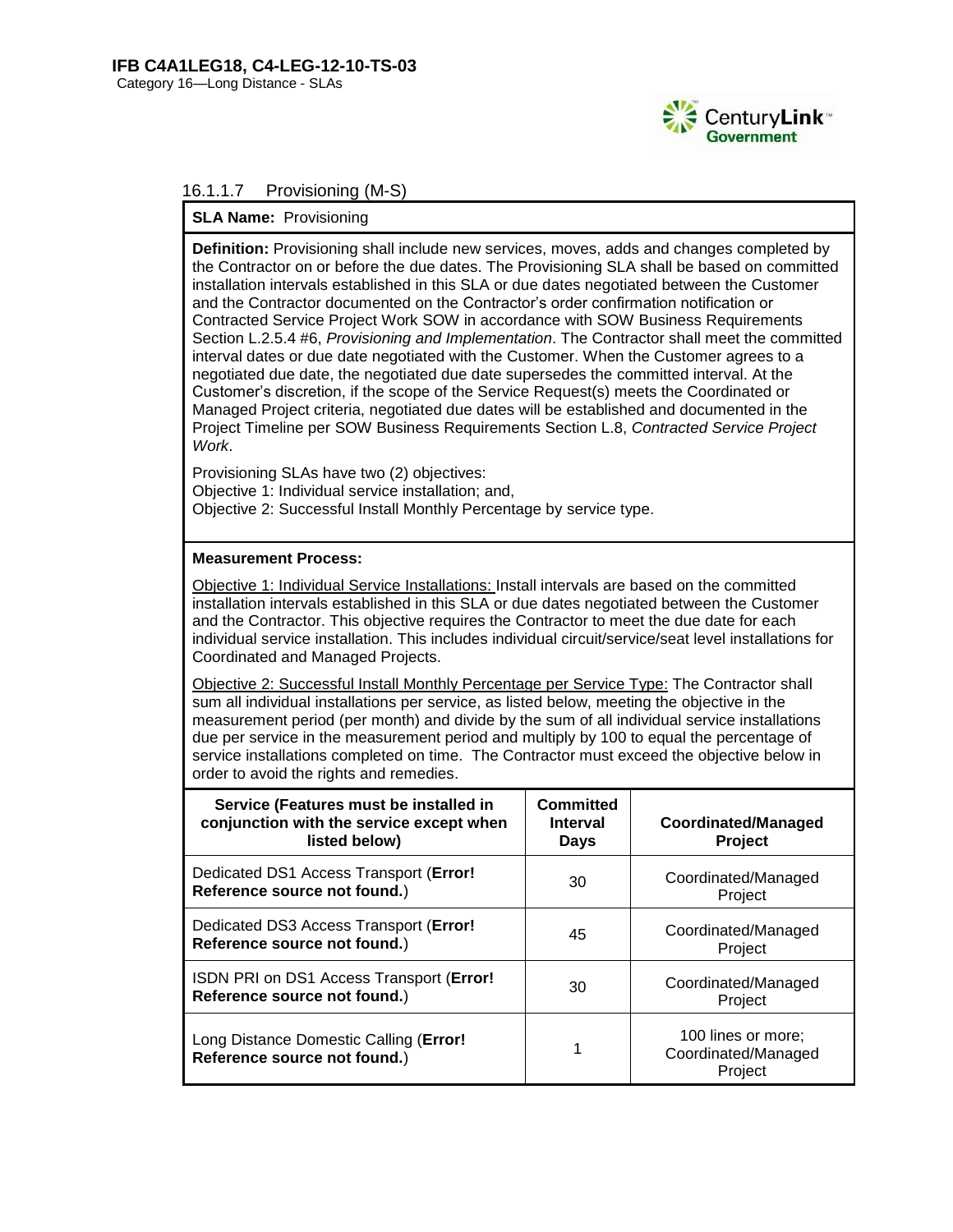### 16.1.1.7 Provisioning (M-S)

**SLA Name:** Provisioning

**Definition:** Provisioning shall include new services, moves, adds and changes completed by the Contractor on or before the due dates. The Provisioning SLA shall be based on committed installation intervals established in this SLA or due dates negotiated between the Customer and the Contractor documented on the Contractor's order confirmation notification or Contracted Service Project Work SOW in accordance with SOW Business Requirements Section L.2.5.4 #6, *Provisioning and Implementation*. The Contractor shall meet the committed interval dates or due date negotiated with the Customer. When the Customer agrees to a negotiated due date, the negotiated due date supersedes the committed interval. At the Customer's discretion, if the scope of the Service Request(s) meets the Coordinated or Managed Project criteria, negotiated due dates will be established and documented in the Project Timeline per SOW Business Requirements Section L.8, *Contracted Service Project Work*.

Provisioning SLAs have two (2) objectives:
Objective 1: Individual service installation; and,
Objective 2: Successful Install Monthly Percentage by service type.

**Measurement Process:**

Objective 1: Individual Service Installations: Install intervals are based on the committed installation intervals established in this SLA or due dates negotiated between the Customer and the Contractor. This objective requires the Contractor to meet the due date for each individual service installation. This includes individual circuit/service/seat level installations for Coordinated and Managed Projects.

Objective 2: Successful Install Monthly Percentage per Service Type: The Contractor shall sum all individual installations per service, as listed below, meeting the objective in the measurement period (per month) and divide by the sum of all individual service installations due per service in the measurement period and multiply by 100 to equal the percentage of service installations completed on time. The Contractor must exceed the objective below in order to avoid the rights and remedies.

| Service (Features must be installed in conjunction with the service except when listed below) | Committed Interval Days | Coordinated/Managed Project |
|---|---|---|
| Dedicated DS1 Access Transport (**Error! Reference source not found.**) | 30 | Coordinated/Managed Project |
| Dedicated DS3 Access Transport (**Error! Reference source not found.**) | 45 | Coordinated/Managed Project |
| ISDN PRI on DS1 Access Transport (**Error! Reference source not found.**) | 30 | Coordinated/Managed Project |
| Long Distance Domestic Calling (**Error! Reference source not found.**) | 1 | 100 lines or more; Coordinated/Managed Project |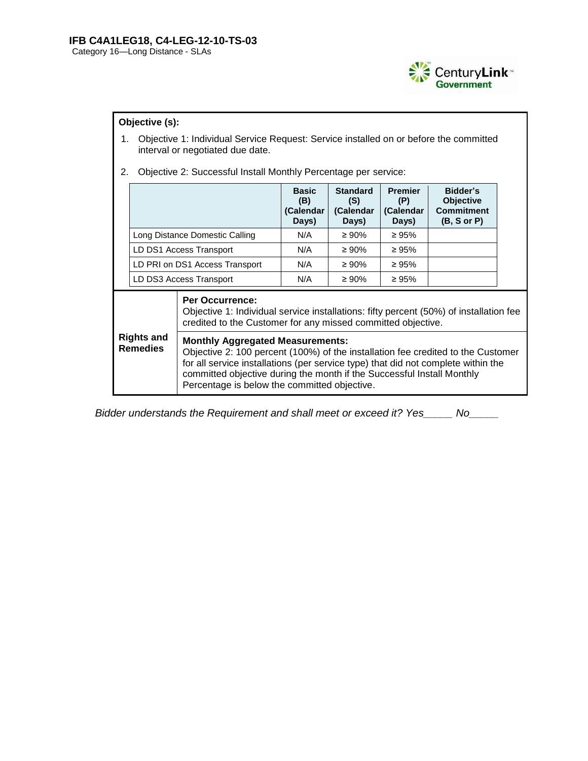**Objective (s):**

1. Objective 1: Individual Service Request: Service installed on or before the committed interval or negotiated due date.
2. Objective 2: Successful Install Monthly Percentage per service:

| | Basic (B) (Calendar Days) | Standard (S) (Calendar Days) | Premier (P) (Calendar Days) | Bidder's Objective Commitment (B, S or P) |
|---|---|---|---|---|
| Long Distance Domestic Calling | N/A | ≥ 90% | ≥ 95% | |
| LD DS1 Access Transport | N/A | ≥ 90% | ≥ 95% | |
| LD PRI on DS1 Access Transport | N/A | ≥ 90% | ≥ 95% | |
| LD DS3 Access Transport | N/A | ≥ 90% | ≥ 95% | |

| Rights and Remedies | |
|---|---|
| | **Per Occurrence:** Objective 1: Individual service installations: fifty percent (50%) of installation fee credited to the Customer for any missed committed objective. |
| | **Monthly Aggregated Measurements:** Objective 2: 100 percent (100%) of the installation fee credited to the Customer for all service installations (per service type) that did not complete within the committed objective during the month if the Successful Install Monthly Percentage is below the committed objective. |

*Bidder understands the Requirement and shall meet or exceed it? Yes_____ No_____*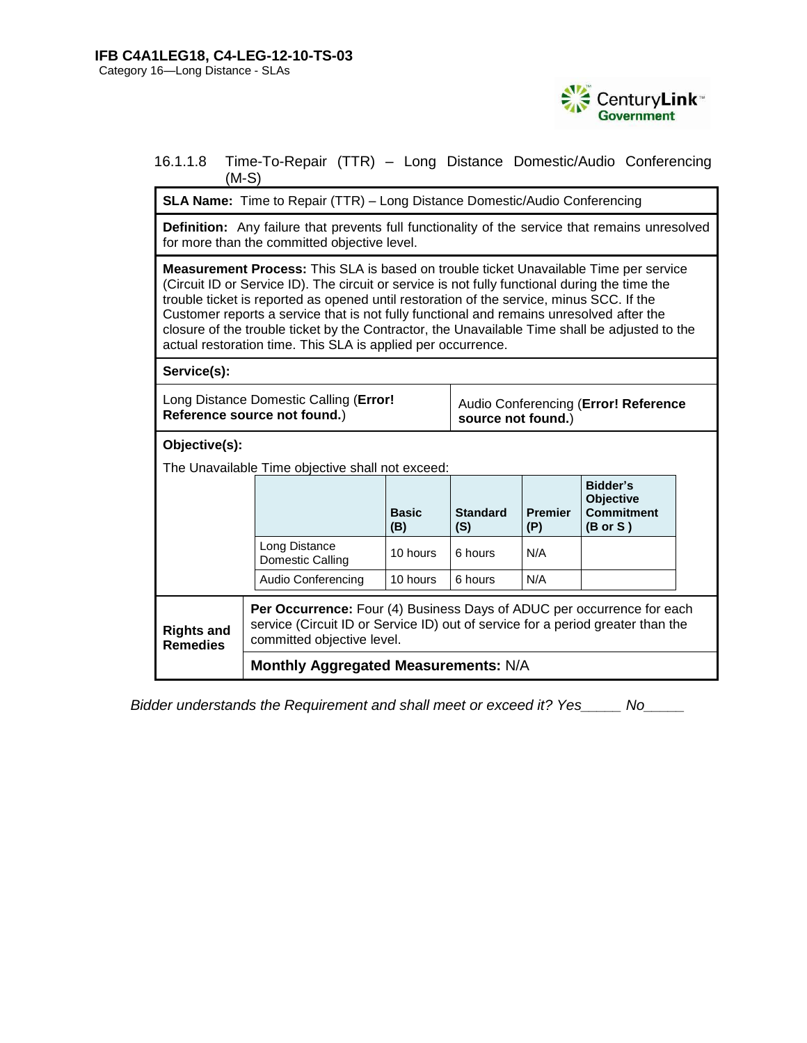#### 16.1.1.8 Time-To-Repair (TTR) – Long Distance Domestic/Audio Conferencing (M-S)

**SLA Name:** Time to Repair (TTR) – Long Distance Domestic/Audio Conferencing

**Definition:** Any failure that prevents full functionality of the service that remains unresolved for more than the committed objective level.

**Measurement Process:** This SLA is based on trouble ticket Unavailable Time per service (Circuit ID or Service ID). The circuit or service is not fully functional during the time the trouble ticket is reported as opened until restoration of the service, minus SCC. If the Customer reports a service that is not fully functional and remains unresolved after the closure of the trouble ticket by the Contractor, the Unavailable Time shall be adjusted to the actual restoration time. This SLA is applied per occurrence.

**Service(s):**

| | |
|---|---|
| Long Distance Domestic Calling (**Error! Reference source not found.**) | Audio Conferencing (**Error! Reference source not found.**) |

**Objective(s):**

The Unavailable Time objective shall not exceed:

| | **Basic (B)** | **Standard (S)** | **Premier (P)** | **Bidder's Objective Commitment (B or S )** |
|---|---|---|---|---|
| Long Distance Domestic Calling | 10 hours | 6 hours | N/A | |
| Audio Conferencing | 10 hours | 6 hours | N/A | |

| | |
|---|---|
| **Rights and Remedies** | **Per Occurrence:** Four (4) Business Days of ADUC per occurrence for each service (Circuit ID or Service ID) out of service for a period greater than the committed objective level. |
| | **Monthly Aggregated Measurements:** N/A |

*Bidder understands the Requirement and shall meet or exceed it? Yes_____ No_____*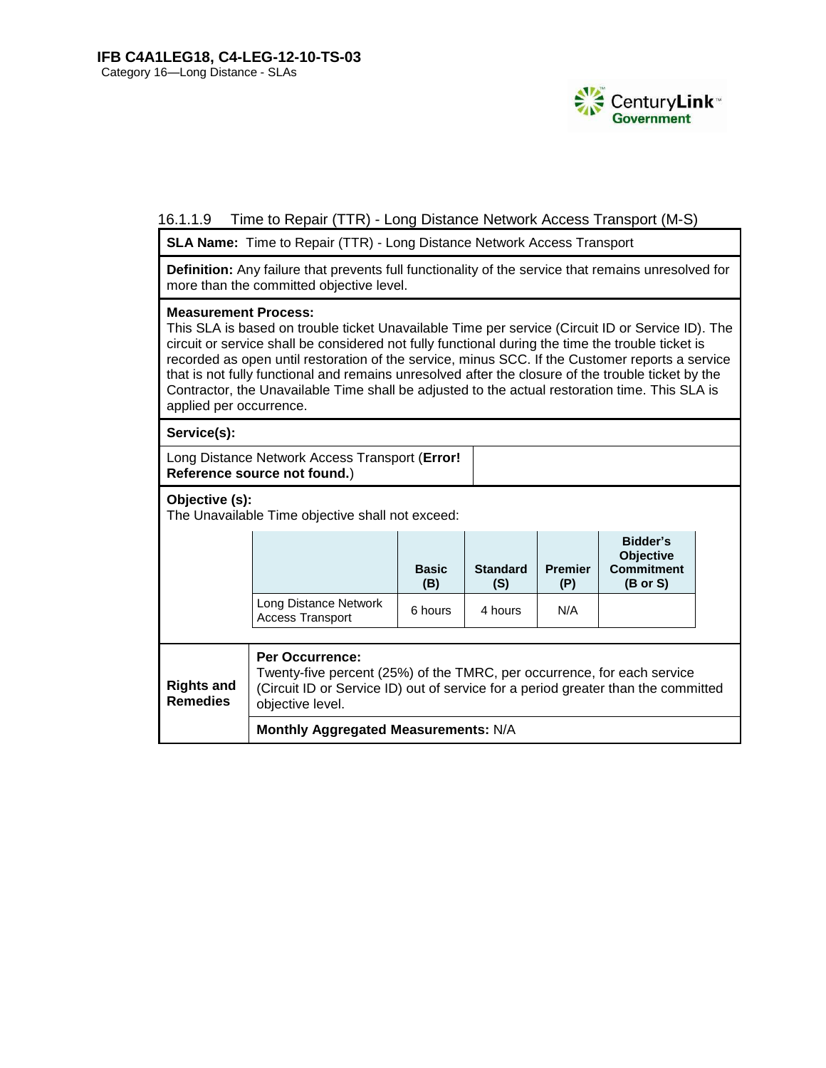### 16.1.1.9 Time to Repair (TTR) - Long Distance Network Access Transport (M-S)

**SLA Name:** Time to Repair (TTR) - Long Distance Network Access Transport

**Definition:** Any failure that prevents full functionality of the service that remains unresolved for more than the committed objective level.

**Measurement Process:**
This SLA is based on trouble ticket Unavailable Time per service (Circuit ID or Service ID). The circuit or service shall be considered not fully functional during the time the trouble ticket is recorded as open until restoration of the service, minus SCC. If the Customer reports a service that is not fully functional and remains unresolved after the closure of the trouble ticket by the Contractor, the Unavailable Time shall be adjusted to the actual restoration time. This SLA is applied per occurrence.

**Service(s):**

Long Distance Network Access Transport (**Error! Reference source not found.**)

**Objective (s):**
The Unavailable Time objective shall not exceed:

| | Basic (B) | Standard (S) | Premier (P) | Bidder's Objective Commitment (B or S) |
|---|---|---|---|---|
| Long Distance Network Access Transport | 6 hours | 4 hours | N/A | |

| | |
|---|---|
| **Rights and Remedies** | **Per Occurrence:** Twenty-five percent (25%) of the TMRC, per occurrence, for each service (Circuit ID or Service ID) out of service for a period greater than the committed objective level. |
| | **Monthly Aggregated Measurements:** N/A |